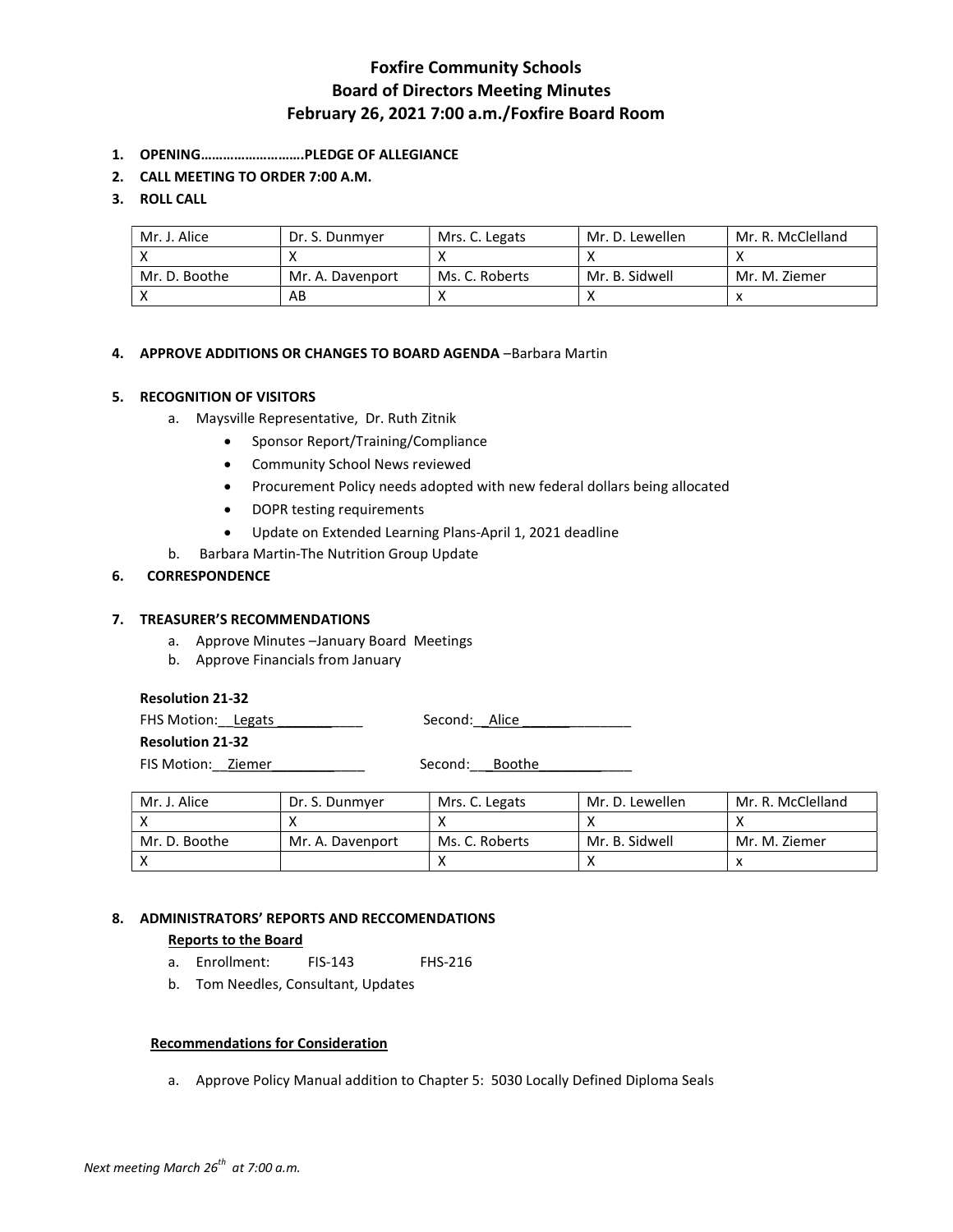# Foxfire Community Schools
## Board of Directors Meeting Minutes
### February 26, 2021 7:00 a.m./Foxfire Board Room

1. **OPENING……………………….PLEDGE OF ALLEGIANCE**
2. **CALL MEETING TO ORDER 7:00 A.M.**
3. **ROLL CALL**

| Mr. J. Alice | Dr. S. Dunmyer | Mrs. C. Legats | Mr. D. Lewellen | Mr. R. McClelland |
|---|---|---|---|---|
| X | X | X | X | X |
| Mr. D. Boothe | Mr. A. Davenport | Ms. C. Roberts | Mr. B. Sidwell | Mr. M. Ziemer |
| X | AB | X | X | x |

4. **APPROVE ADDITIONS OR CHANGES TO BOARD AGENDA** –Barbara Martin

5. **RECOGNITION OF VISITORS**
   a. Maysville Representative, Dr. Ruth Zitnik
      - Sponsor Report/Training/Compliance
      - Community School News reviewed
      - Procurement Policy needs adopted with new federal dollars being allocated
      - DOPR testing requirements
      - Update on Extended Learning Plans-April 1, 2021 deadline
   
   b. Barbara Martin-The Nutrition Group Update

6. **CORRESPONDENCE**

7. **TREASURER'S RECOMMENDATIONS**
   a. Approve Minutes –January Board Meetings
   b. Approve Financials from January

**Resolution 21-32**
FHS Motion:__Legats __________ Second:__Alice ______________

**Resolution 21-32**
FIS Motion:__Ziemer____________ Second:___Boothe___________

| Mr. J. Alice | Dr. S. Dunmyer | Mrs. C. Legats | Mr. D. Lewellen | Mr. R. McClelland |
|---|---|---|---|---|
| X | X | X | X | X |
| Mr. D. Boothe | Mr. A. Davenport | Ms. C. Roberts | Mr. B. Sidwell | Mr. M. Ziemer |
| X | | X | X | x |

8. **ADMINISTRATORS' REPORTS AND RECCOMENDATIONS**

   **Reports to the Board**
   a. Enrollment: FIS-143 FHS-216
   b. Tom Needles, Consultant, Updates

   **Recommendations for Consideration**

   a. Approve Policy Manual addition to Chapter 5: 5030 Locally Defined Diploma Seals

*Next meeting March 26th at 7:00 a.m.*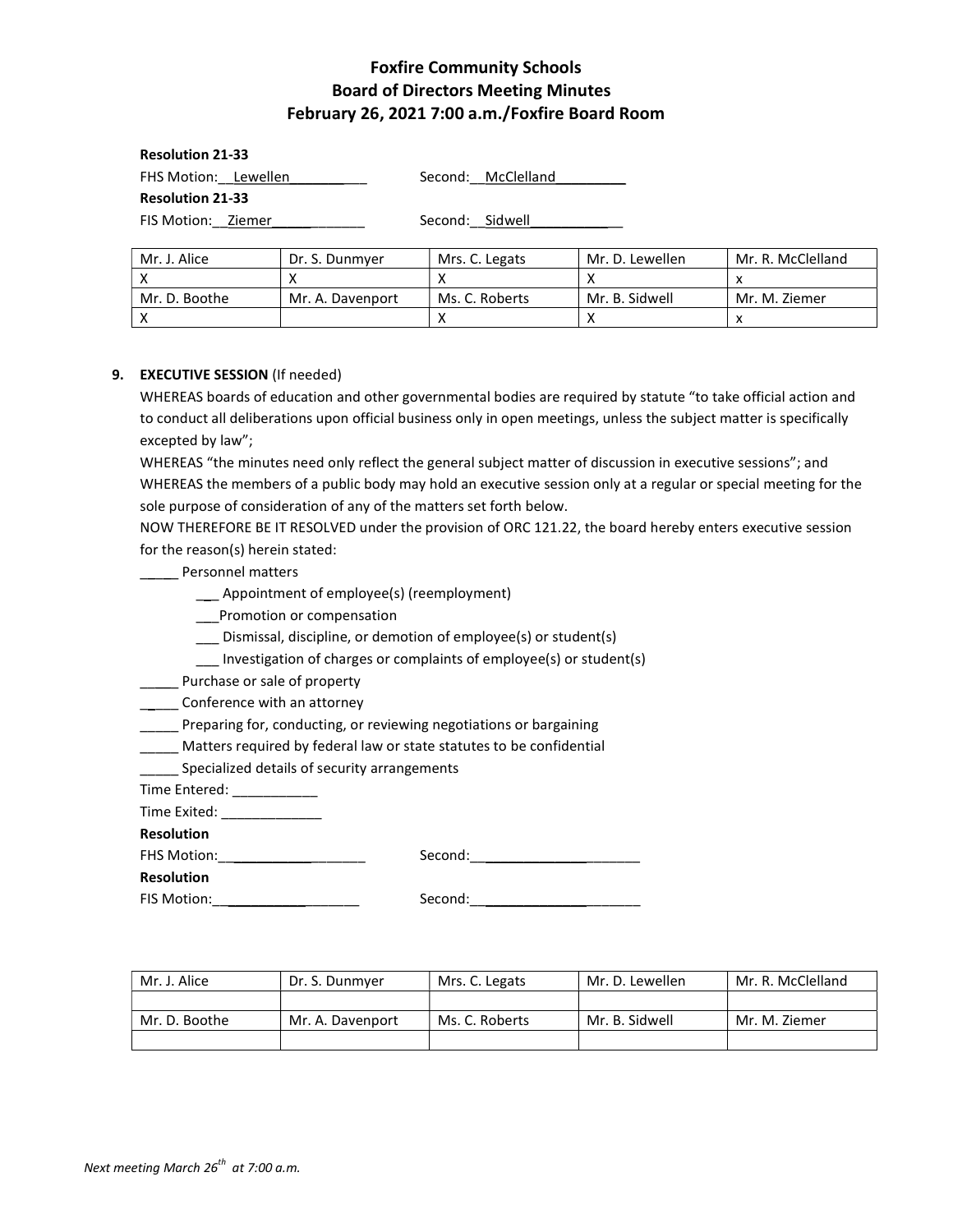# Foxfire Community Schools
## Board of Directors Meeting Minutes
### February 26, 2021 7:00 a.m./Foxfire Board Room

**Resolution 21-33**

FHS Motion:__Lewellen__________ Second:__McClelland_________

**Resolution 21-33**

FIS Motion:__Ziemer____________ Second:__Sidwell_____________

| Mr. J. Alice | Dr. S. Dunmyer | Mrs. C. Legats | Mr. D. Lewellen | Mr. R. McClelland |
|---|---|---|---|---|
| X | X | X | X | x |
| Mr. D. Boothe | Mr. A. Davenport | Ms. C. Roberts | Mr. B. Sidwell | Mr. M. Ziemer |
| X | | X | X | x |

9. **EXECUTIVE SESSION** (If needed)

WHEREAS boards of education and other governmental bodies are required by statute "to take official action and to conduct all deliberations upon official business only in open meetings, unless the subject matter is specifically excepted by law";

WHEREAS "the minutes need only reflect the general subject matter of discussion in executive sessions"; and

WHEREAS the members of a public body may hold an executive session only at a regular or special meeting for the sole purpose of consideration of any of the matters set forth below.

NOW THEREFORE BE IT RESOLVED under the provision of ORC 121.22, the board hereby enters executive session for the reason(s) herein stated:

_____ Personnel matters

- ___ Appointment of employee(s) (reemployment)
- ___Promotion or compensation
- ___ Dismissal, discipline, or demotion of employee(s) or student(s)
- ___ Investigation of charges or complaints of employee(s) or student(s)

_____ Purchase or sale of property

_____ Conference with an attorney

_____ Preparing for, conducting, or reviewing negotiations or bargaining

_____ Matters required by federal law or state statutes to be confidential

_____ Specialized details of security arrangements

Time Entered: ___________

Time Exited: _____________

**Resolution**

FHS Motion:___________________ Second:______________________

**Resolution**

FIS Motion:__________________ Second:______________________

| Mr. J. Alice | Dr. S. Dunmyer | Mrs. C. Legats | Mr. D. Lewellen | Mr. R. McClelland |
|---|---|---|---|---|
| | | | | |
| Mr. D. Boothe | Mr. A. Davenport | Ms. C. Roberts | Mr. B. Sidwell | Mr. M. Ziemer |
| | | | | |

*Next meeting March 26th at 7:00 a.m.*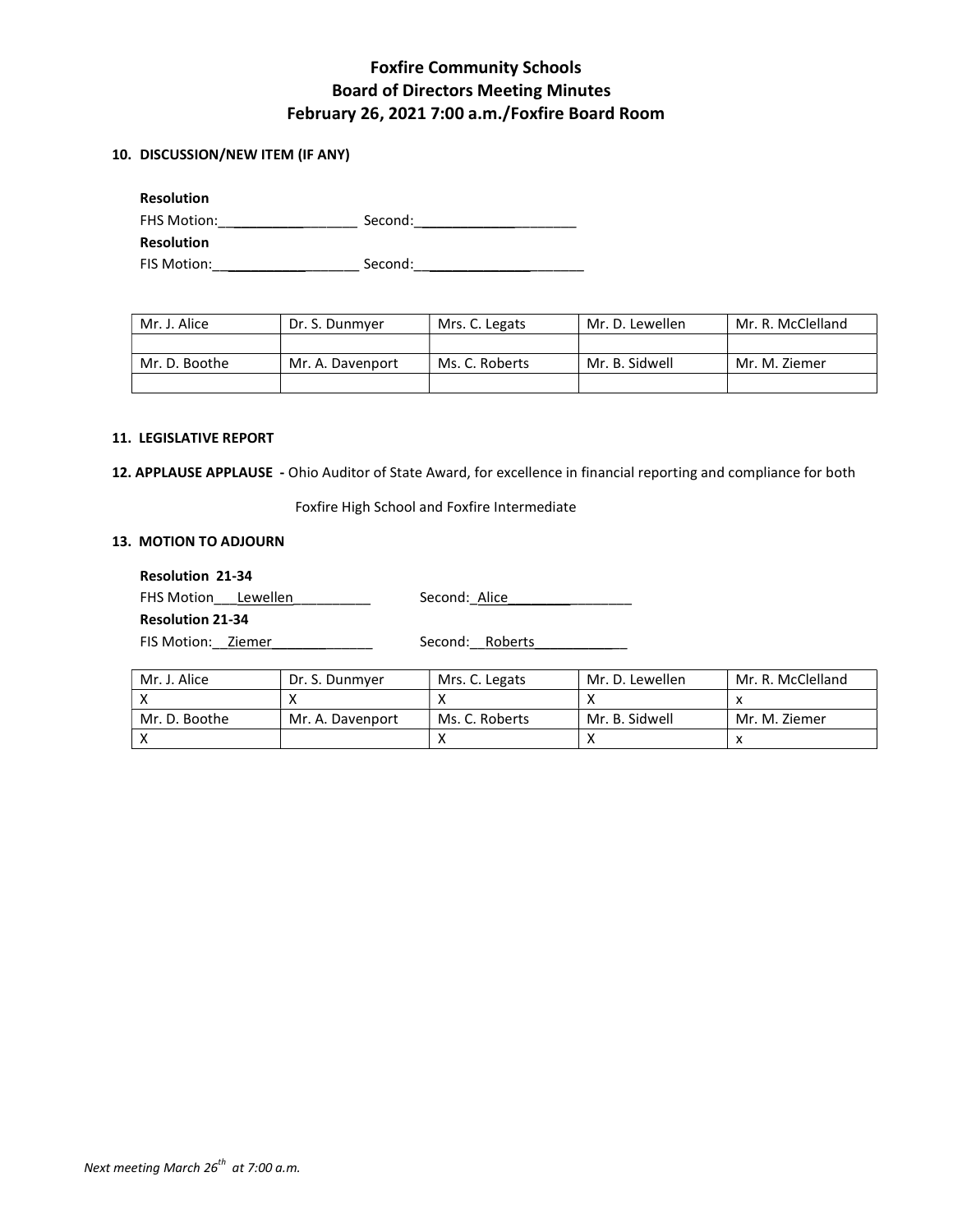# Foxfire Community Schools
## Board of Directors Meeting Minutes
### February 26, 2021 7:00 a.m./Foxfire Board Room

**10. DISCUSSION/NEW ITEM (IF ANY)**

**Resolution**

FHS Motion:__________________ Second:_____________________

**Resolution**

FIS Motion:__________________ Second:_____________________

| | | | | |
|---|---|---|---|---|
| Mr. J. Alice | Dr. S. Dunmyer | Mrs. C. Legats | Mr. D. Lewellen | Mr. R. McClelland |
| | | | | |
| Mr. D. Boothe | Mr. A. Davenport | Ms. C. Roberts | Mr. B. Sidwell | Mr. M. Ziemer |
| | | | | |

**11. LEGISLATIVE REPORT**

**12. APPLAUSE APPLAUSE -** Ohio Auditor of State Award, for excellence in financial reporting and compliance for both Foxfire High School and Foxfire Intermediate

**13. MOTION TO ADJOURN**

**Resolution 21-34**

FHS Motion___Lewellen__________ Second:_Alice_________________

**Resolution 21-34**

FIS Motion:__Ziemer______________ Second:__Roberts____________

| | | | | |
|---|---|---|---|---|
| Mr. J. Alice | Dr. S. Dunmyer | Mrs. C. Legats | Mr. D. Lewellen | Mr. R. McClelland |
| X | X | X | X | x |
| Mr. D. Boothe | Mr. A. Davenport | Ms. C. Roberts | Mr. B. Sidwell | Mr. M. Ziemer |
| X | | X | X | x |

*Next meeting March 26th at 7:00 a.m.*